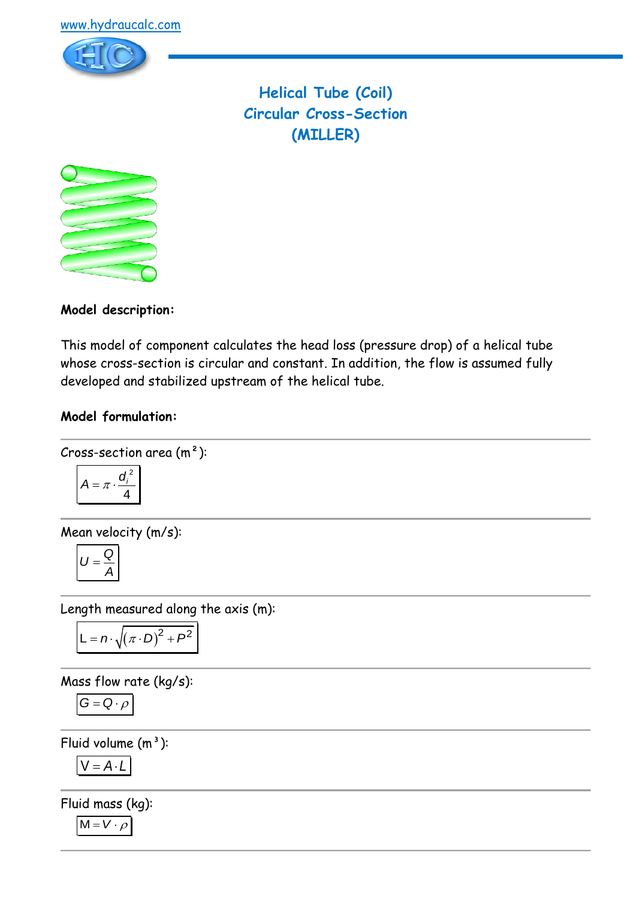www.hydraucalc.com

# Helical Tube (Coil)
# Circular Cross-Section
# (MILLER)

**Model description:**

This model of component calculates the head loss (pressure drop) of a helical tube whose cross-section is circular and constant. In addition, the flow is assumed fully developed and stabilized upstream of the helical tube.

**Model formulation:**

Cross-section area (m²):

$$A = \pi \cdot \frac{d_i^2}{4}$$

Mean velocity (m/s):

$$U = \frac{Q}{A}$$

Length measured along the axis (m):

$$L = n \cdot \sqrt{(\pi \cdot D)^2 + P^2}$$

Mass flow rate (kg/s):

$$G = Q \cdot \rho$$

Fluid volume (m³):

$$V = A \cdot L$$

Fluid mass (kg):

$$M = V \cdot \rho$$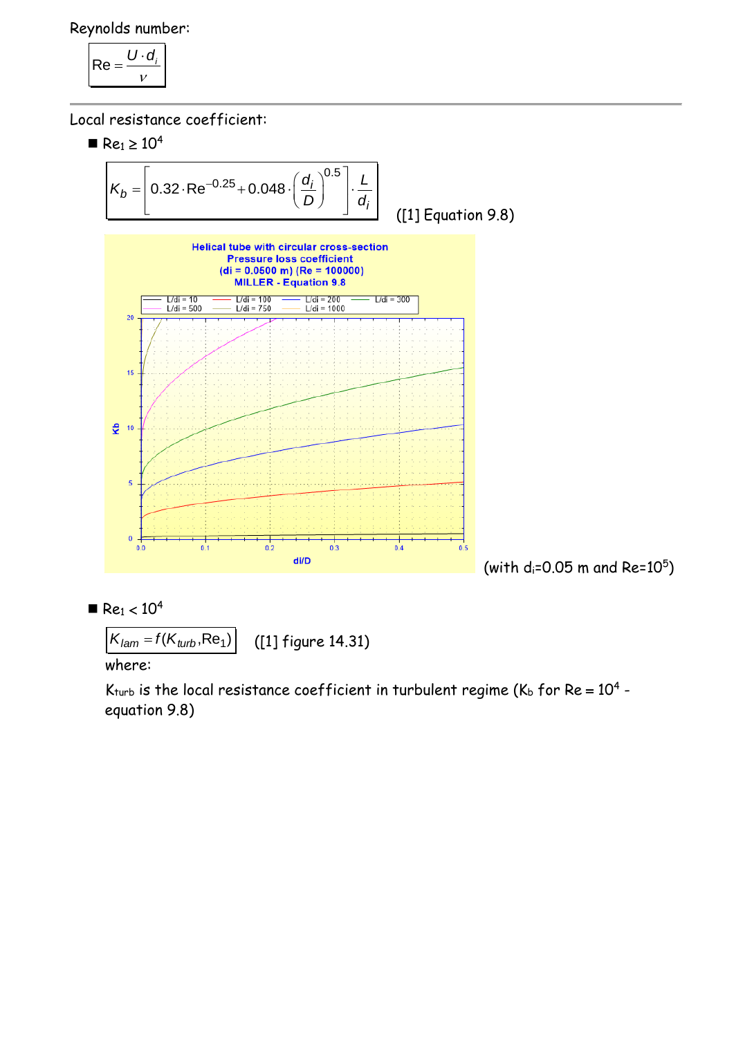Reynolds number:

$$\mathrm{Re} = \frac{U \cdot d_i}{\nu}$$

---

Local resistance coefficient:

- $\mathrm{Re}_1 \geq 10^4$

$$K_b = \left[ 0.32 \cdot \mathrm{Re}^{-0.25} + 0.048 \cdot \left( \frac{d_i}{D} \right)^{0.5} \right] \cdot \frac{L}{d_i}$$

([1] Equation 9.8)

(with $d_i$=0.05 m and Re=$10^5$)

- $\mathrm{Re}_1 < 10^4$

$$K_{lam} = f(K_{turb}, \mathrm{Re}_1)$$

([1] figure 14.31)

where:

$K_{turb}$ is the local resistance coefficient in turbulent regime ($K_b$ for Re = $10^4$ - equation 9.8)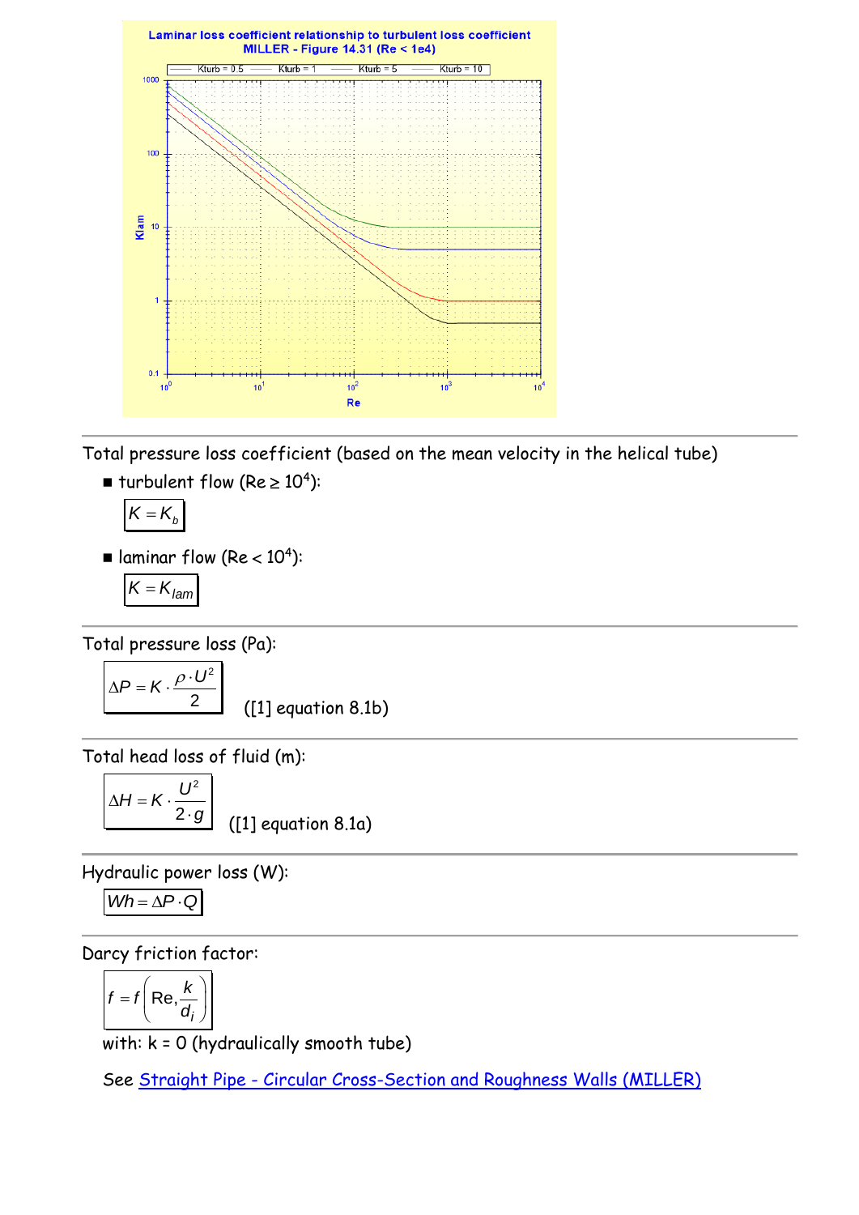Laminar loss coefficient relationship to turbulent loss coefficient
MILLER - Figure 14.31 (Re < 1e4)

---

Total pressure loss coefficient (based on the mean velocity in the helical tube)

- turbulent flow ($Re \geq 10^4$):

$$K = K_b$$

- laminar flow ($Re < 10^4$):

$$K = K_{lam}$$

---

Total pressure loss (Pa):

$$\Delta P = K \cdot \frac{\rho \cdot U^2}{2}$$

([1] equation 8.1b)

---

Total head loss of fluid (m):

$$\Delta H = K \cdot \frac{U^2}{2 \cdot g}$$

([1] equation 8.1a)

---

Hydraulic power loss (W):

$$Wh = \Delta P \cdot Q$$

---

Darcy friction factor:

$$f = f\left(\mathrm{Re}, \frac{k}{d_i}\right)$$

with: k = 0 (hydraulically smooth tube)

See Straight Pipe - Circular Cross-Section and Roughness Walls (MILLER)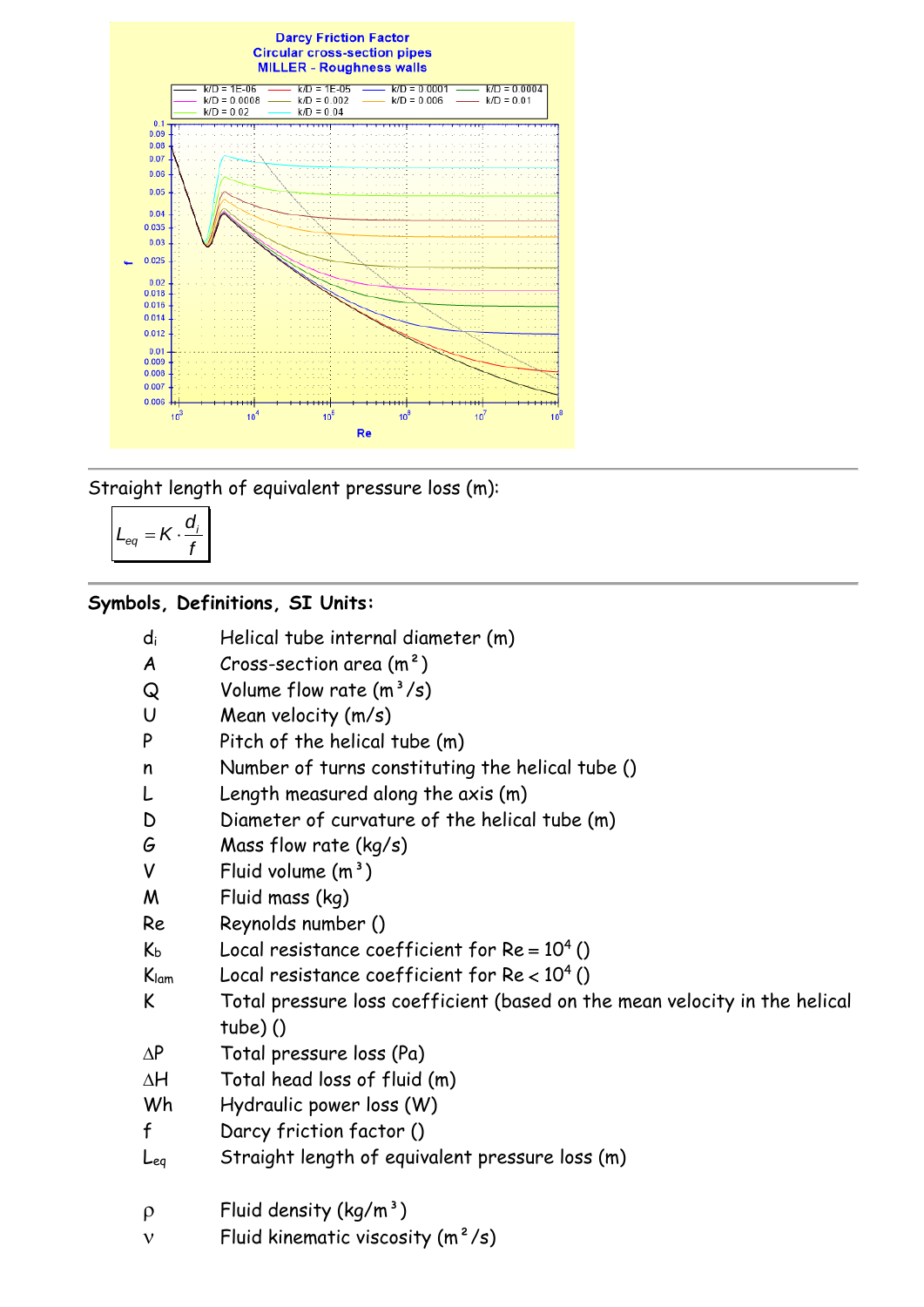Darcy Friction Factor
Circular cross-section pipes
MILLER - Roughness walls

---

Straight length of equivalent pressure loss (m):

$$L_{eq} = K \cdot \frac{d_i}{f}$$

---

**Symbols, Definitions, SI Units:**

- $d_i$ Helical tube internal diameter (m)
- $A$ Cross-section area ($m^2$)
- $Q$ Volume flow rate ($m^3/s$)
- $U$ Mean velocity (m/s)
- $P$ Pitch of the helical tube (m)
- $n$ Number of turns constituting the helical tube ()
- $L$ Length measured along the axis (m)
- $D$ Diameter of curvature of the helical tube (m)
- $G$ Mass flow rate (kg/s)
- $V$ Fluid volume ($m^3$)
- $M$ Fluid mass (kg)
- $Re$ Reynolds number ()
- $K_b$ Local resistance coefficient for $Re = 10^4$ ()
- $K_{lam}$ Local resistance coefficient for $Re < 10^4$ ()
- $K$ Total pressure loss coefficient (based on the mean velocity in the helical tube) ()
- $\Delta P$ Total pressure loss (Pa)
- $\Delta H$ Total head loss of fluid (m)
- $Wh$ Hydraulic power loss (W)
- $f$ Darcy friction factor ()
- $L_{eq}$ Straight length of equivalent pressure loss (m)

- $\rho$ Fluid density ($kg/m^3$)
- $\nu$ Fluid kinematic viscosity ($m^2/s$)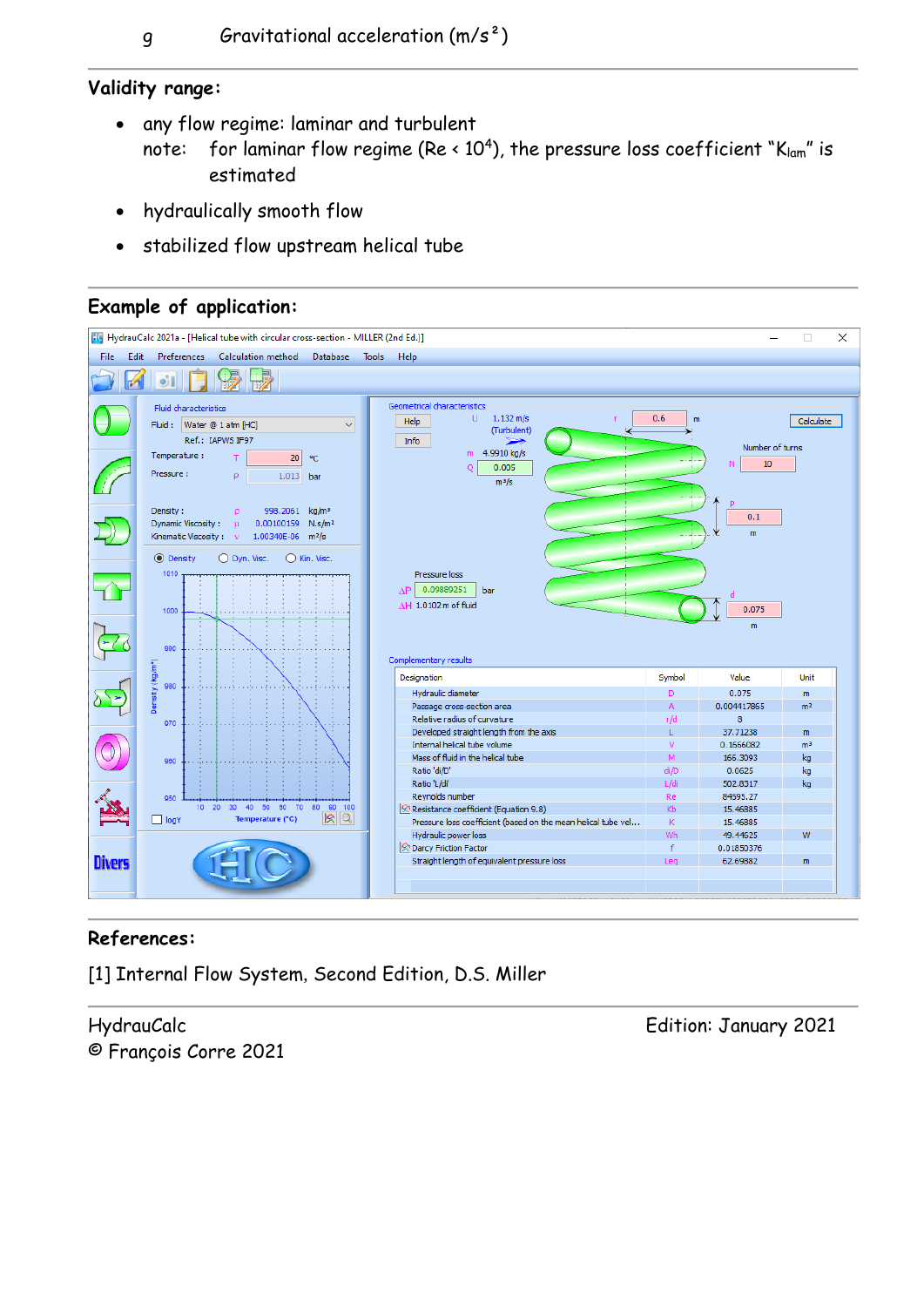g Gravitational acceleration (m/s²)

## Validity range:

- any flow regime: laminar and turbulent
  note: for laminar flow regime ($Re < 10^4$), the pressure loss coefficient "$K_{lam}$" is estimated
- hydraulically smooth flow
- stabilized flow upstream helical tube

## Example of application:

HydrauCalc 2021a - [Helical tube with circular cross-section - MILLER (2nd Ed.)]

File Edit Preferences Calculation method Database Tools Help

Fluid characteristics

Fluid : Water @ 1 atm [HC]

Ref.: IAPWS IF97

Temperature : T 20 °C

Pressure : P 1.013 bar

Density : ρ 998.2061 kg/m³

Dynamic Viscosity : μ 0.00100159 N.s/m²

Kinematic Viscosity : ν 1.00340E-06 m²/s

Density Dyn. Visc. Kin. Visc.

Density (kg/m³)

1010 1000 990 980 970 960 950

10 20 30 40 50 60 70 80 90 100

Temperature (°C)

logY

Geometrical characteristics

Help Info

U 1.132 m/s (Turbulent)

m 4.9910 kg/s

Q 0.005 m³/s

r 0.6 m

Calculate

Number of turns N 10

p 0.1 m

d 0.075 m

Pressure loss

ΔP 0.09889251 bar

ΔH 1.0102 m of fluid

Complementary results

| Designation | Symbol | Value | Unit |
|---|---|---|---|
| Hydraulic diameter | D | 0.075 | m |
| Passage cross-section area | A | 0.004417865 | m² |
| Relative radius of curvature | r/d | 8 | |
| Developed straight length from the axis | L | 37.71238 | m |
| Internal helical tube volume | V | 0.1666082 | m³ |
| Mass of fluid in the helical tube | M | 166.3093 | kg |
| Ratio 'di/D' | di/D | 0.0625 | kg |
| Ratio 'L/di' | L/di | 502.8317 | kg |
| Reynolds number | Re | 84595.27 | |
| Resistance coefficient (Equation 9.8) | Kb | 15.46885 | |
| Pressure loss coefficient (based on the mean helical tube vel... | K | 15.46885 | |
| Hydraulic power loss | Wh | 49.44625 | W |
| Darcy Friction Factor | f | 0.01850376 | |
| Straight length of equivalent pressure loss | Leq | 62.69882 | m |

## References:

[1] Internal Flow System, Second Edition, D.S. Miller

HydrauCalc
© François Corre 2021

Edition: January 2021